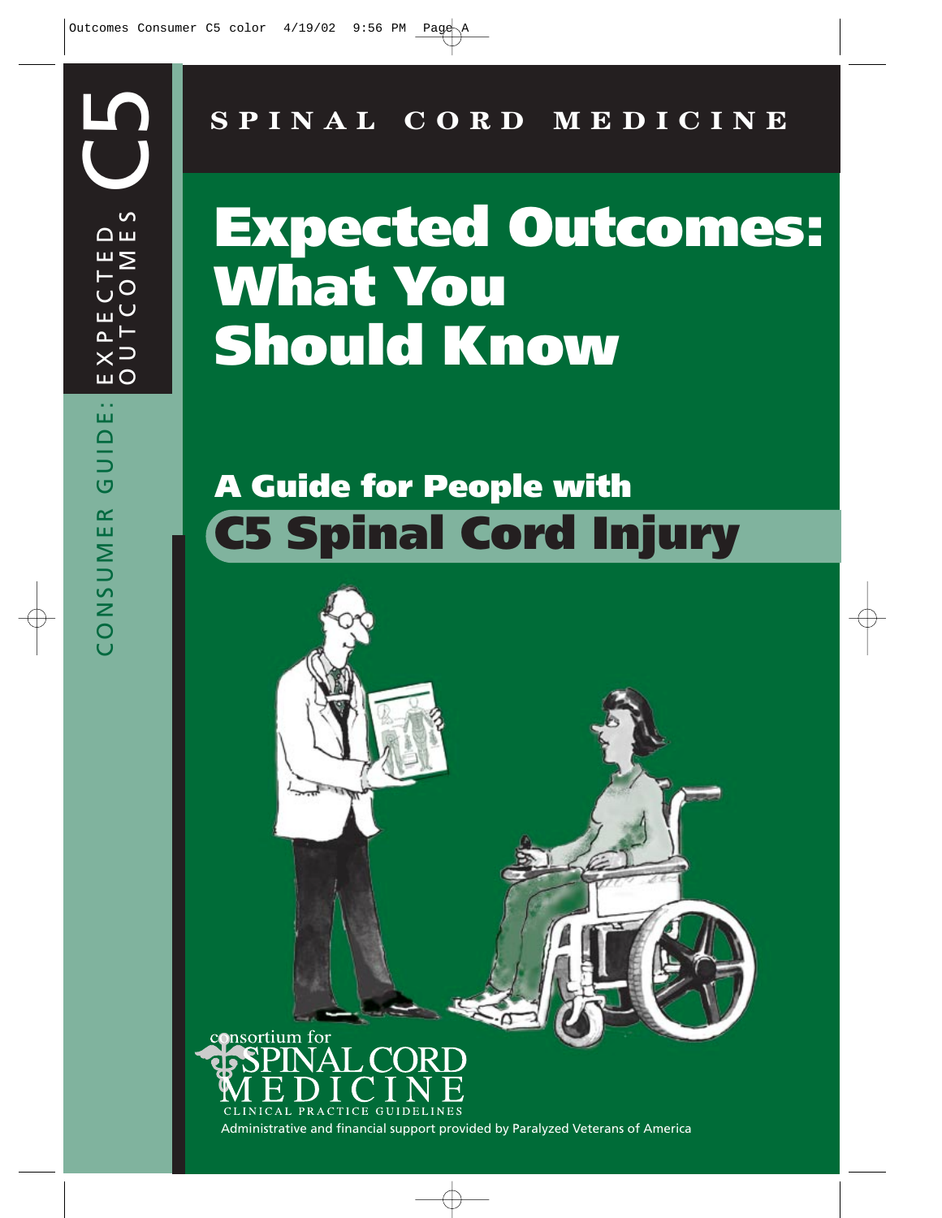CONSUMER GUIDE: EXPECTED OUTCOMES C5

**SPINAL CORD MEDICINE**

# Expected Outcomes: What You Should Know

## A Guide for People with C5 Spinal Cord Injury

consortium for SPINAL CORD MEDICINE

CLINICAL PRACTICE GUIDELINES

Administrative and financial support provided by Paralyzed Veterans of America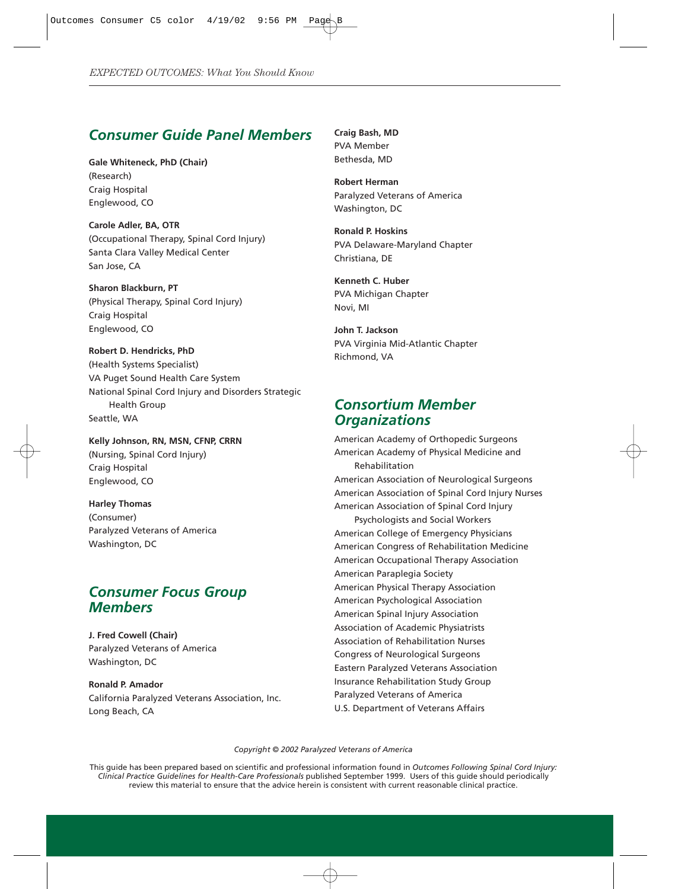## Consumer Guide Panel Members

**Gale Whiteneck, PhD (Chair)**
(Research)
Craig Hospital
Englewood, CO

**Carole Adler, BA, OTR**
(Occupational Therapy, Spinal Cord Injury)
Santa Clara Valley Medical Center
San Jose, CA

**Sharon Blackburn, PT**
(Physical Therapy, Spinal Cord Injury)
Craig Hospital
Englewood, CO

**Robert D. Hendricks, PhD**
(Health Systems Specialist)
VA Puget Sound Health Care System
National Spinal Cord Injury and Disorders Strategic Health Group
Seattle, WA

**Kelly Johnson, RN, MSN, CFNP, CRRN**
(Nursing, Spinal Cord Injury)
Craig Hospital
Englewood, CO

**Harley Thomas**
(Consumer)
Paralyzed Veterans of America
Washington, DC

**Craig Bash, MD**
PVA Member
Bethesda, MD

**Robert Herman**
Paralyzed Veterans of America
Washington, DC

**Ronald P. Hoskins**
PVA Delaware-Maryland Chapter
Christiana, DE

**Kenneth C. Huber**
PVA Michigan Chapter
Novi, MI

**John T. Jackson**
PVA Virginia Mid-Atlantic Chapter
Richmond, VA

## Consumer Focus Group Members

**J. Fred Cowell (Chair)**
Paralyzed Veterans of America
Washington, DC

**Ronald P. Amador**
California Paralyzed Veterans Association, Inc.
Long Beach, CA

## Consortium Member Organizations

American Academy of Orthopedic Surgeons
American Academy of Physical Medicine and Rehabilitation
American Association of Neurological Surgeons
American Association of Spinal Cord Injury Nurses
American Association of Spinal Cord Injury Psychologists and Social Workers
American College of Emergency Physicians
American Congress of Rehabilitation Medicine
American Occupational Therapy Association
American Paraplegia Society
American Physical Therapy Association
American Psychological Association
American Spinal Injury Association
Association of Academic Physiatrists
Association of Rehabilitation Nurses
Congress of Neurological Surgeons
Eastern Paralyzed Veterans Association
Insurance Rehabilitation Study Group
Paralyzed Veterans of America
U.S. Department of Veterans Affairs

*Copyright © 2002 Paralyzed Veterans of America*

This guide has been prepared based on scientific and professional information found in *Outcomes Following Spinal Cord Injury: Clinical Practice Guidelines for Health-Care Professionals* published September 1999. Users of this guide should periodically review this material to ensure that the advice herein is consistent with current reasonable clinical practice.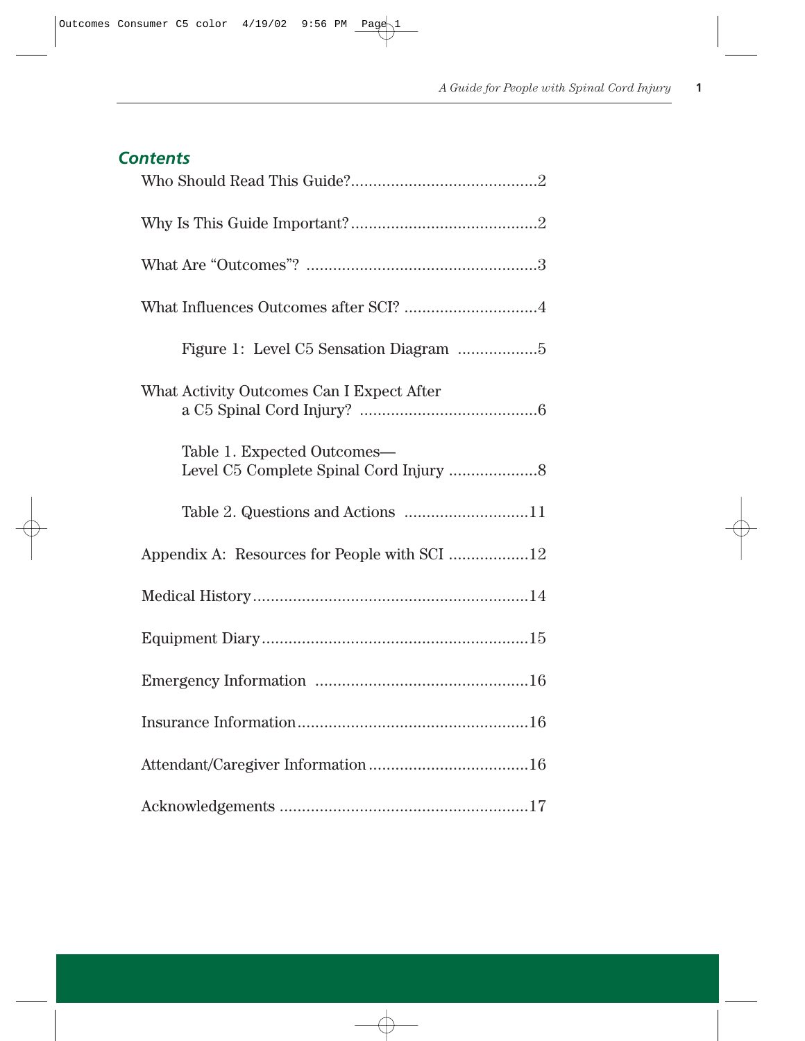## Contents

Who Should Read This Guide?..........................................2

Why Is This Guide Important?..........................................2

What Are "Outcomes"? ....................................................3

What Influences Outcomes after SCI? ..............................4

Figure 1: Level C5 Sensation Diagram ..................5

What Activity Outcomes Can I Expect After a C5 Spinal Cord Injury? ........................................6

Table 1. Expected Outcomes—Level C5 Complete Spinal Cord Injury ....................8

Table 2. Questions and Actions ............................11

Appendix A: Resources for People with SCI ..................12

Medical History..............................................................14

Equipment Diary............................................................15

Emergency Information ................................................16

Insurance Information....................................................16

Attendant/Caregiver Information....................................16

Acknowledgements ........................................................17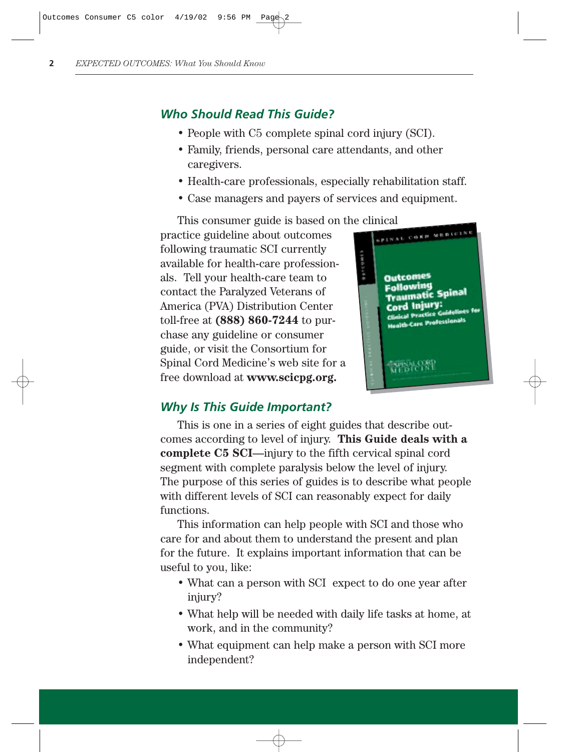## *Who Should Read This Guide?*

- People with C5 complete spinal cord injury (SCI).
- Family, friends, personal care attendants, and other caregivers.
- Health-care professionals, especially rehabilitation staff.
- Case managers and payers of services and equipment.

This consumer guide is based on the clinical practice guideline about outcomes following traumatic SCI currently available for health-care professionals. Tell your health-care team to contact the Paralyzed Veterans of America (PVA) Distribution Center toll-free at **(888) 860-7244** to purchase any guideline or consumer guide, or visit the Consortium for Spinal Cord Medicine's web site for a free download at **www.scicpg.org.**

## *Why Is This Guide Important?*

This is one in a series of eight guides that describe outcomes according to level of injury. **This Guide deals with a complete C5 SCI**—injury to the fifth cervical spinal cord segment with complete paralysis below the level of injury. The purpose of this series of guides is to describe what people with different levels of SCI can reasonably expect for daily functions.

This information can help people with SCI and those who care for and about them to understand the present and plan for the future. It explains important information that can be useful to you, like:

- What can a person with SCI expect to do one year after injury?
- What help will be needed with daily life tasks at home, at work, and in the community?
- What equipment can help make a person with SCI more independent?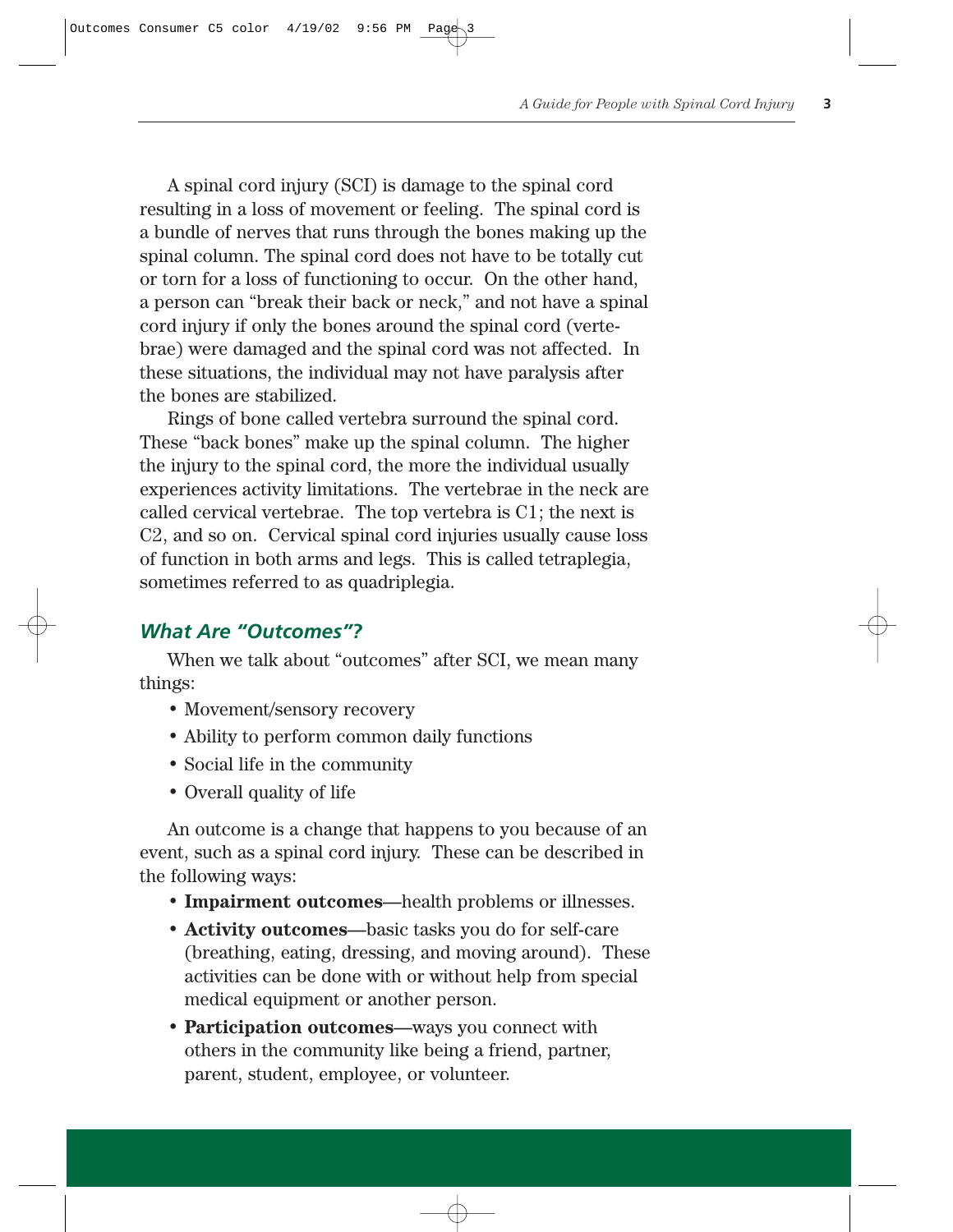A spinal cord injury (SCI) is damage to the spinal cord resulting in a loss of movement or feeling. The spinal cord is a bundle of nerves that runs through the bones making up the spinal column. The spinal cord does not have to be totally cut or torn for a loss of functioning to occur. On the other hand, a person can "break their back or neck," and not have a spinal cord injury if only the bones around the spinal cord (vertebrae) were damaged and the spinal cord was not affected. In these situations, the individual may not have paralysis after the bones are stabilized.

Rings of bone called vertebra surround the spinal cord. These "back bones" make up the spinal column. The higher the injury to the spinal cord, the more the individual usually experiences activity limitations. The vertebrae in the neck are called cervical vertebrae. The top vertebra is C1; the next is C2, and so on. Cervical spinal cord injuries usually cause loss of function in both arms and legs. This is called tetraplegia, sometimes referred to as quadriplegia.

### *What Are "Outcomes"?*

When we talk about "outcomes" after SCI, we mean many things:

- Movement/sensory recovery
- Ability to perform common daily functions
- Social life in the community
- Overall quality of life

An outcome is a change that happens to you because of an event, such as a spinal cord injury. These can be described in the following ways:

- **Impairment outcomes**—health problems or illnesses.
- **Activity outcomes**—basic tasks you do for self-care (breathing, eating, dressing, and moving around). These activities can be done with or without help from special medical equipment or another person.
- **Participation outcomes**—ways you connect with others in the community like being a friend, partner, parent, student, employee, or volunteer.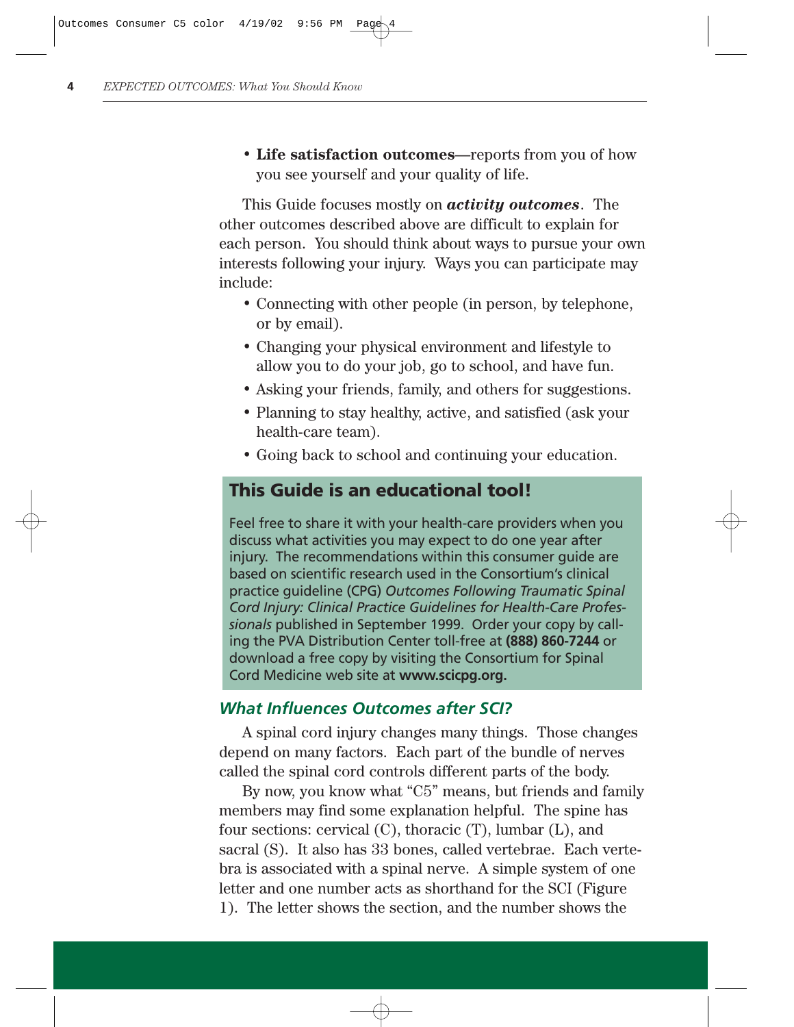- **Life satisfaction outcomes**—reports from you of how you see yourself and your quality of life.

This Guide focuses mostly on ***activity outcomes***. The other outcomes described above are difficult to explain for each person. You should think about ways to pursue your own interests following your injury. Ways you can participate may include:

- Connecting with other people (in person, by telephone, or by email).
- Changing your physical environment and lifestyle to allow you to do your job, go to school, and have fun.
- Asking your friends, family, and others for suggestions.
- Planning to stay healthy, active, and satisfied (ask your health-care team).
- Going back to school and continuing your education.

### This Guide is an educational tool!

Feel free to share it with your health-care providers when you discuss what activities you may expect to do one year after injury. The recommendations within this consumer guide are based on scientific research used in the Consortium's clinical practice guideline (CPG) *Outcomes Following Traumatic Spinal Cord Injury: Clinical Practice Guidelines for Health-Care Professionals* published in September 1999. Order your copy by calling the PVA Distribution Center toll-free at **(888) 860-7244** or download a free copy by visiting the Consortium for Spinal Cord Medicine web site at **www.scicpg.org.**

### *What Influences Outcomes after SCI?*

A spinal cord injury changes many things. Those changes depend on many factors. Each part of the bundle of nerves called the spinal cord controls different parts of the body.

By now, you know what "C5" means, but friends and family members may find some explanation helpful. The spine has four sections: cervical (C), thoracic (T), lumbar (L), and sacral (S). It also has 33 bones, called vertebrae. Each vertebra is associated with a spinal nerve. A simple system of one letter and one number acts as shorthand for the SCI (Figure 1). The letter shows the section, and the number shows the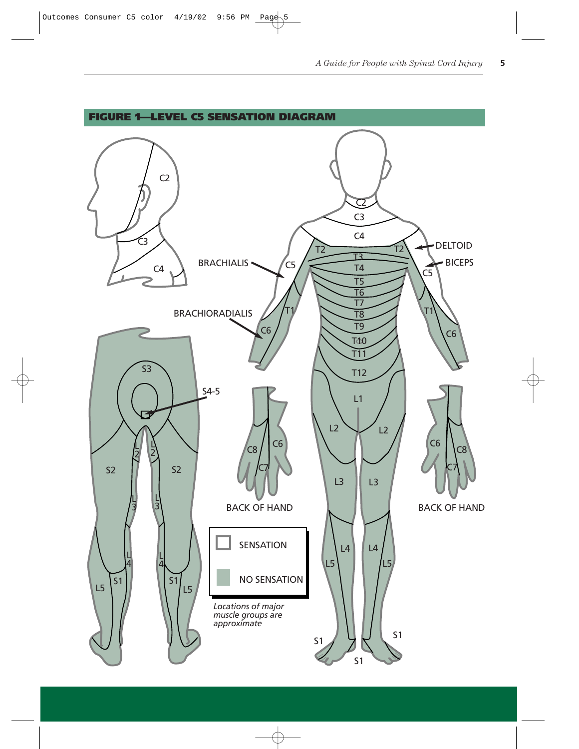## FIGURE 1—LEVEL C5 SENSATION DIAGRAM

C2

C3

C4

C2

C3

C4

T2

T2

T3

T4

T5

T6

T7

T8

T9

T10

T11

T12

L1

L2

L2

L3

L3

L4

L4

L5

L5

S1

S1

S1

DELTOID

BICEPS

BRACHIALIS

BRACHIORADIALIS

C5

C5

T1

T1

C6

C6

C8

C6

C7

C6

C8

C7

BACK OF HAND

BACK OF HAND

S3

S4-5

L2

L2

S2

S2

L3

L3

L4

L4

S1

S1

L5

L5

| | |
|---|---|
| ☐ | SENSATION |
| ■ | NO SENSATION |

*Locations of major muscle groups are approximate*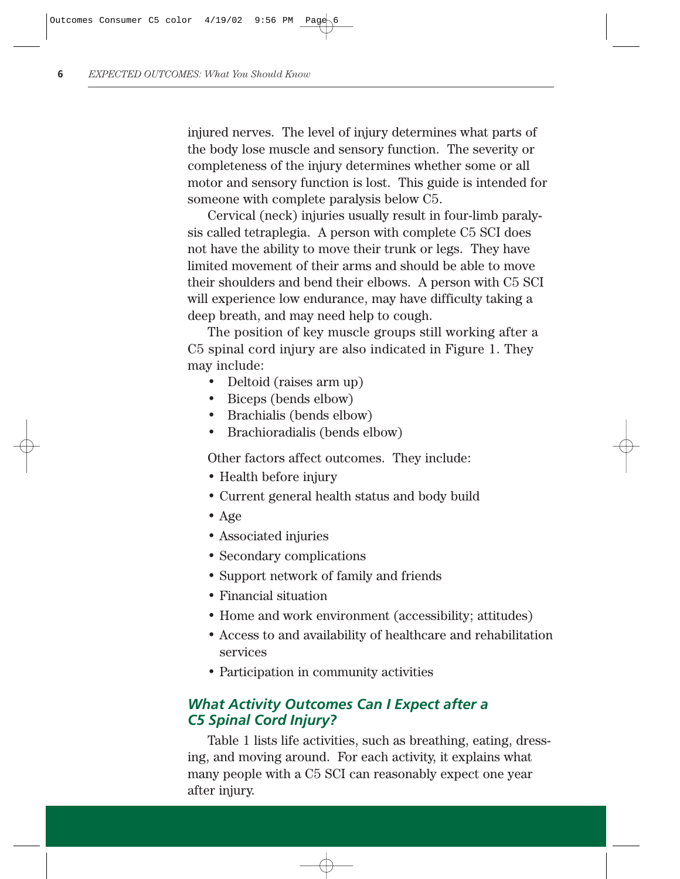injured nerves. The level of injury determines what parts of the body lose muscle and sensory function. The severity or completeness of the injury determines whether some or all motor and sensory function is lost. This guide is intended for someone with complete paralysis below C5.

Cervical (neck) injuries usually result in four-limb paralysis called tetraplegia. A person with complete C5 SCI does not have the ability to move their trunk or legs. They have limited movement of their arms and should be able to move their shoulders and bend their elbows. A person with C5 SCI will experience low endurance, may have difficulty taking a deep breath, and may need help to cough.

The position of key muscle groups still working after a C5 spinal cord injury are also indicated in Figure 1. They may include:

- Deltoid (raises arm up)
- Biceps (bends elbow)
- Brachialis (bends elbow)
- Brachioradialis (bends elbow)

Other factors affect outcomes. They include:

- Health before injury
- Current general health status and body build
- Age
- Associated injuries
- Secondary complications
- Support network of family and friends
- Financial situation
- Home and work environment (accessibility; attitudes)
- Access to and availability of healthcare and rehabilitation services
- Participation in community activities

## *What Activity Outcomes Can I Expect after a C5 Spinal Cord Injury?*

Table 1 lists life activities, such as breathing, eating, dressing, and moving around. For each activity, it explains what many people with a C5 SCI can reasonably expect one year after injury.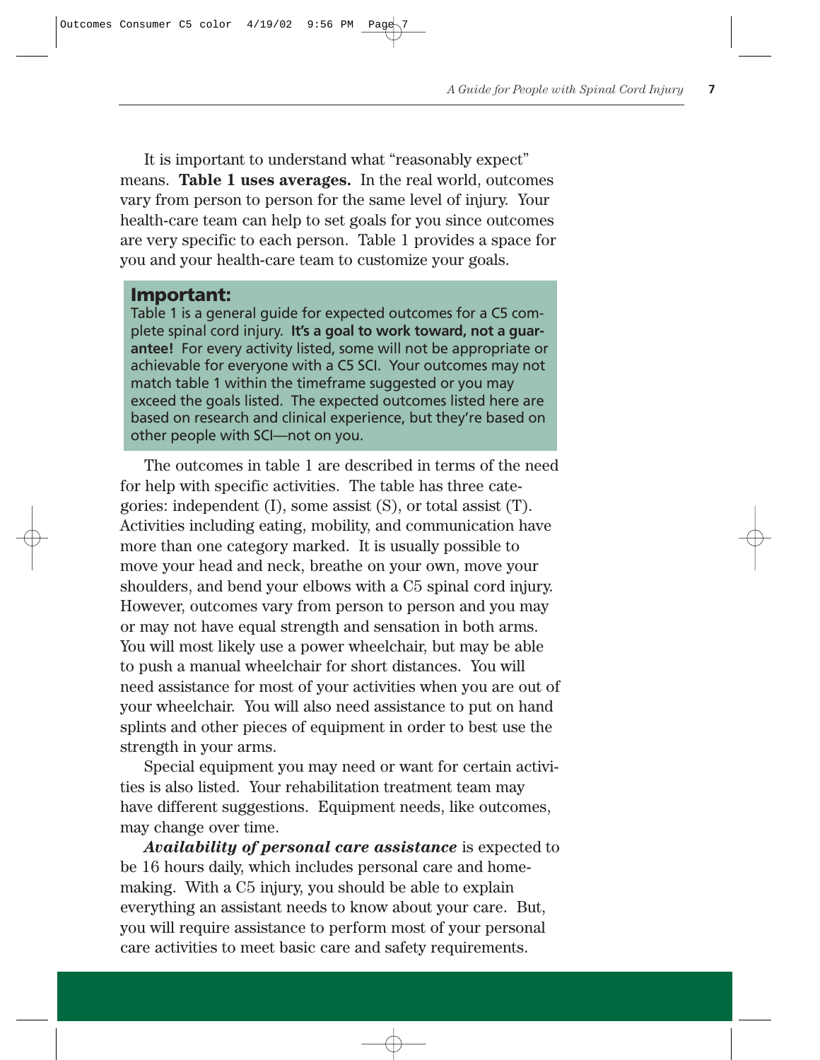It is important to understand what "reasonably expect" means. **Table 1 uses averages.** In the real world, outcomes vary from person to person for the same level of injury. Your health-care team can help to set goals for you since outcomes are very specific to each person. Table 1 provides a space for you and your health-care team to customize your goals.

## Important:

Table 1 is a general guide for expected outcomes for a C5 complete spinal cord injury. **It's a goal to work toward, not a guarantee!** For every activity listed, some will not be appropriate or achievable for everyone with a C5 SCI. Your outcomes may not match table 1 within the timeframe suggested or you may exceed the goals listed. The expected outcomes listed here are based on research and clinical experience, but they're based on other people with SCI—not on you.

The outcomes in table 1 are described in terms of the need for help with specific activities. The table has three categories: independent (I), some assist (S), or total assist (T). Activities including eating, mobility, and communication have more than one category marked. It is usually possible to move your head and neck, breathe on your own, move your shoulders, and bend your elbows with a C5 spinal cord injury. However, outcomes vary from person to person and you may or may not have equal strength and sensation in both arms. You will most likely use a power wheelchair, but may be able to push a manual wheelchair for short distances. You will need assistance for most of your activities when you are out of your wheelchair. You will also need assistance to put on hand splints and other pieces of equipment in order to best use the strength in your arms.

Special equipment you may need or want for certain activities is also listed. Your rehabilitation treatment team may have different suggestions. Equipment needs, like outcomes, may change over time.

***Availability of personal care assistance*** is expected to be 16 hours daily, which includes personal care and homemaking. With a C5 injury, you should be able to explain everything an assistant needs to know about your care. But, you will require assistance to perform most of your personal care activities to meet basic care and safety requirements.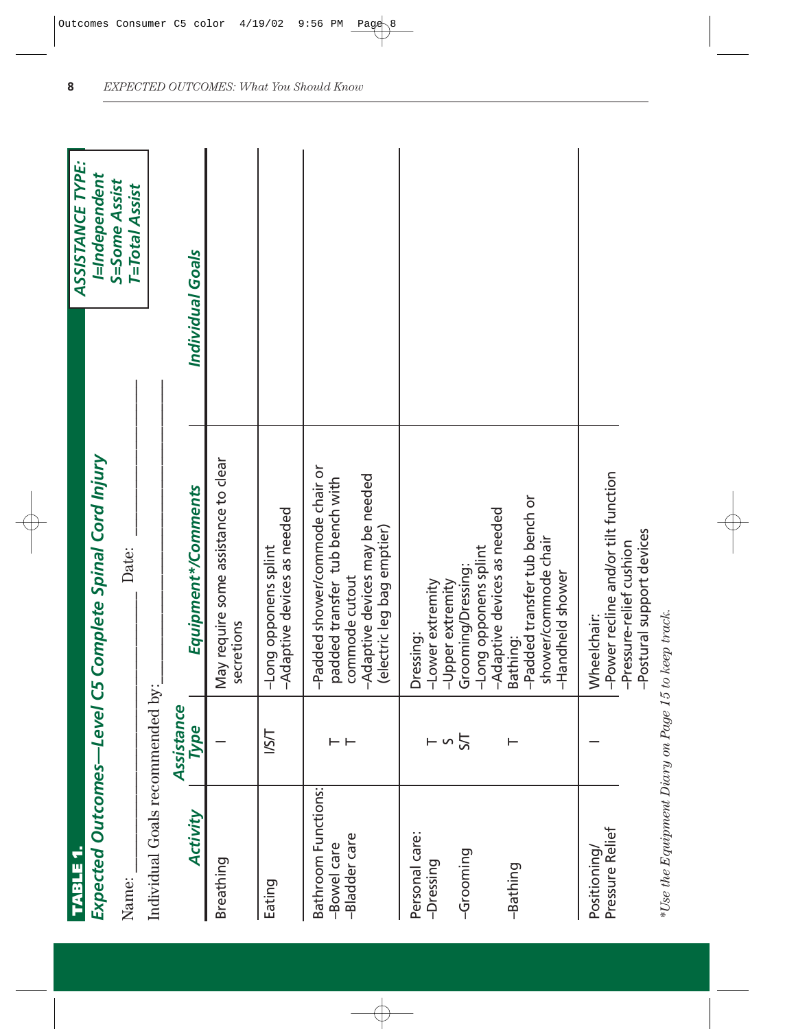**TABLE 1.**

## Expected Outcomes—Level C5 Complete Spinal Cord Injury

Name: ______________________ Date: ______________

Individual Goals recommended by: ______________________

**ASSISTANCE TYPE:**
*I=Independent*
*S=Some Assist*
*T=Total Assist*

| Activity | Assistance Type | Equipment*/Comments | Individual Goals |
|---|---|---|---|
| Breathing | I | May require some assistance to clear secretions | |
| Eating | I/S/T | –Long opponens splint<br>–Adaptive devices as needed | |
| Bathroom Functions:<br>–Bowel care<br>–Bladder care | <br>T<br>T | –Padded shower/commode chair or padded transfer tub bench with commode cutout<br>–Adaptive devices may be needed (electric leg bag emptier) | |
| Personal care:<br>–Dressing<br><br>–Grooming<br><br>–Bathing | <br>T<br>S<br>S/T<br><br>T | Dressing:<br>–Lower extremity<br>–Upper extremity<br>Grooming/Dressing:<br>–Long opponens splint<br>–Adaptive devices as needed<br>Bathing:<br>–Padded transfer tub bench or shower/commode chair<br>–Handheld shower | |
| Positioning/<br>Pressure Relief | I | Wheelchair:<br>–Power recline and/or tilt function<br>–Pressure-relief cushion<br>–Postural support devices | |

*\*Use the Equipment Diary on Page 15 to keep track.*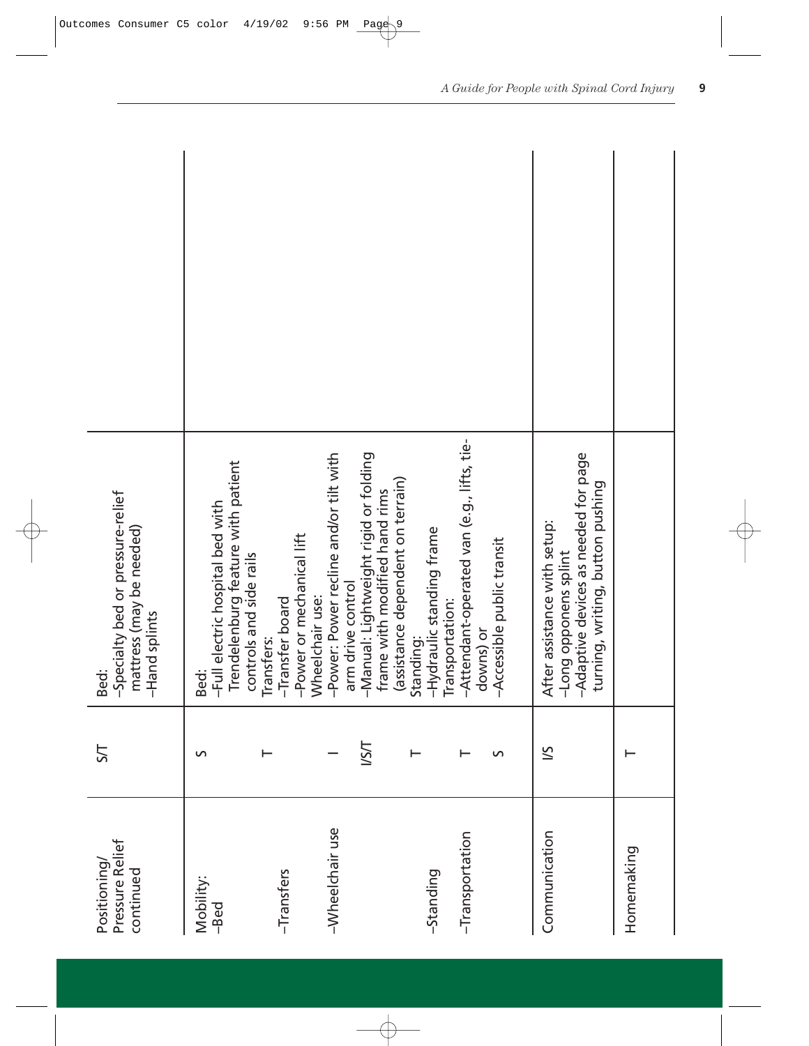| | | | |
|---|---|---|---|
| Positioning/ Pressure Relief continued | S/T | Bed:<br>–Specialty bed or pressure-relief mattress (may be needed)<br>–Hand splints | |
| Mobility:<br>–Bed | S | Bed:<br>–Full electric hospital bed with Trendelenburg feature with patient controls and side rails | |
| –Transfers | T | Transfers:<br>–Transfer board<br>–Power or mechanical lift | |
| –Wheelchair use | I<br>I/S/T | Wheelchair use:<br>–Power: Power recline and/or tilt with arm drive control<br>–Manual: Lightweight rigid or folding frame with modified hand rims (assistance dependent on terrain) | |
| –Standing | T | Standing:<br>–Hydraulic standing frame | |
| –Transportation | T<br>S | Transportation:<br>–Attendant-operated van (e.g., lifts, tie-downs) or<br>–Accessible public transit | |
| Communication | I/S | After assistance with setup:<br>–Long opponens splint<br>–Adaptive devices as needed for page turning, writing, button pushing | |
| Homemaking | T | | |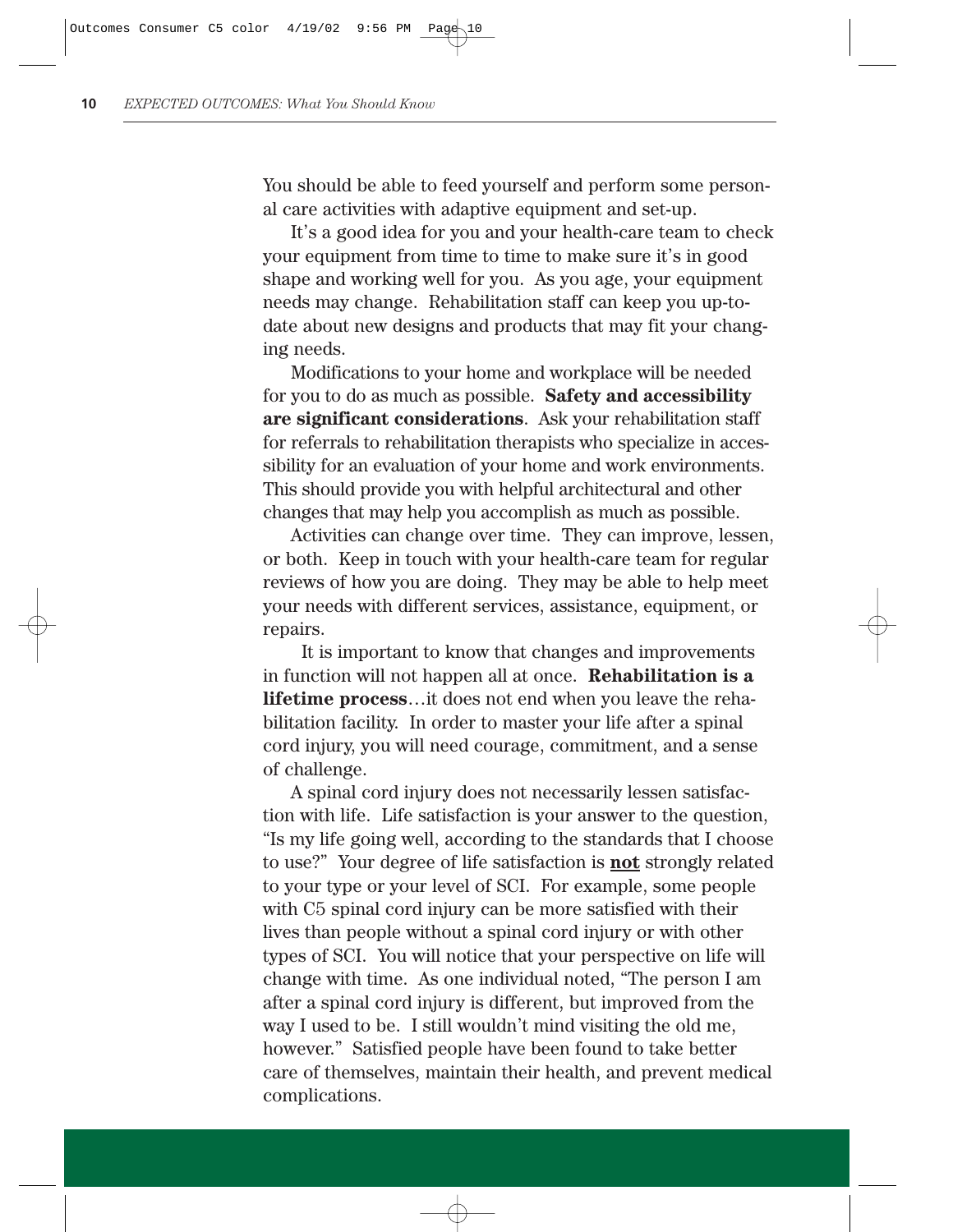You should be able to feed yourself and perform some personal care activities with adaptive equipment and set-up.

It's a good idea for you and your health-care team to check your equipment from time to time to make sure it's in good shape and working well for you. As you age, your equipment needs may change. Rehabilitation staff can keep you up-to-date about new designs and products that may fit your changing needs.

Modifications to your home and workplace will be needed for you to do as much as possible. **Safety and accessibility are significant considerations**. Ask your rehabilitation staff for referrals to rehabilitation therapists who specialize in accessibility for an evaluation of your home and work environments. This should provide you with helpful architectural and other changes that may help you accomplish as much as possible.

Activities can change over time. They can improve, lessen, or both. Keep in touch with your health-care team for regular reviews of how you are doing. They may be able to help meet your needs with different services, assistance, equipment, or repairs.

It is important to know that changes and improvements in function will not happen all at once. **Rehabilitation is a lifetime process**…it does not end when you leave the rehabilitation facility. In order to master your life after a spinal cord injury, you will need courage, commitment, and a sense of challenge.

A spinal cord injury does not necessarily lessen satisfaction with life. Life satisfaction is your answer to the question, "Is my life going well, according to the standards that I choose to use?" Your degree of life satisfaction is **not** strongly related to your type or your level of SCI. For example, some people with C5 spinal cord injury can be more satisfied with their lives than people without a spinal cord injury or with other types of SCI. You will notice that your perspective on life will change with time. As one individual noted, "The person I am after a spinal cord injury is different, but improved from the way I used to be. I still wouldn't mind visiting the old me, however." Satisfied people have been found to take better care of themselves, maintain their health, and prevent medical complications.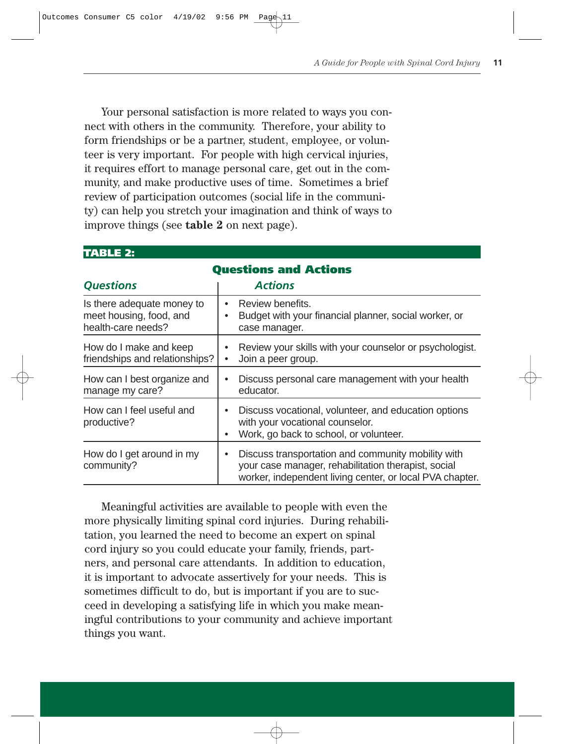Your personal satisfaction is more related to ways you connect with others in the community. Therefore, your ability to form friendships or be a partner, student, employee, or volunteer is very important. For people with high cervical injuries, it requires effort to manage personal care, get out in the community, and make productive uses of time. Sometimes a brief review of participation outcomes (social life in the community) can help you stretch your imagination and think of ways to improve things (see **table 2** on next page).

**TABLE 2:**

**Questions and Actions**

| *Questions* | *Actions* |
|---|---|
| Is there adequate money to meet housing, food, and health-care needs? | • Review benefits.<br>• Budget with your financial planner, social worker, or case manager. |
| How do I make and keep friendships and relationships? | • Review your skills with your counselor or psychologist.<br>• Join a peer group. |
| How can I best organize and manage my care? | • Discuss personal care management with your health educator. |
| How can I feel useful and productive? | • Discuss vocational, volunteer, and education options with your vocational counselor.<br>• Work, go back to school, or volunteer. |
| How do I get around in my community? | • Discuss transportation and community mobility with your case manager, rehabilitation therapist, social worker, independent living center, or local PVA chapter. |

Meaningful activities are available to people with even the more physically limiting spinal cord injuries. During rehabilitation, you learned the need to become an expert on spinal cord injury so you could educate your family, friends, partners, and personal care attendants. In addition to education, it is important to advocate assertively for your needs. This is sometimes difficult to do, but is important if you are to succeed in developing a satisfying life in which you make meaningful contributions to your community and achieve important things you want.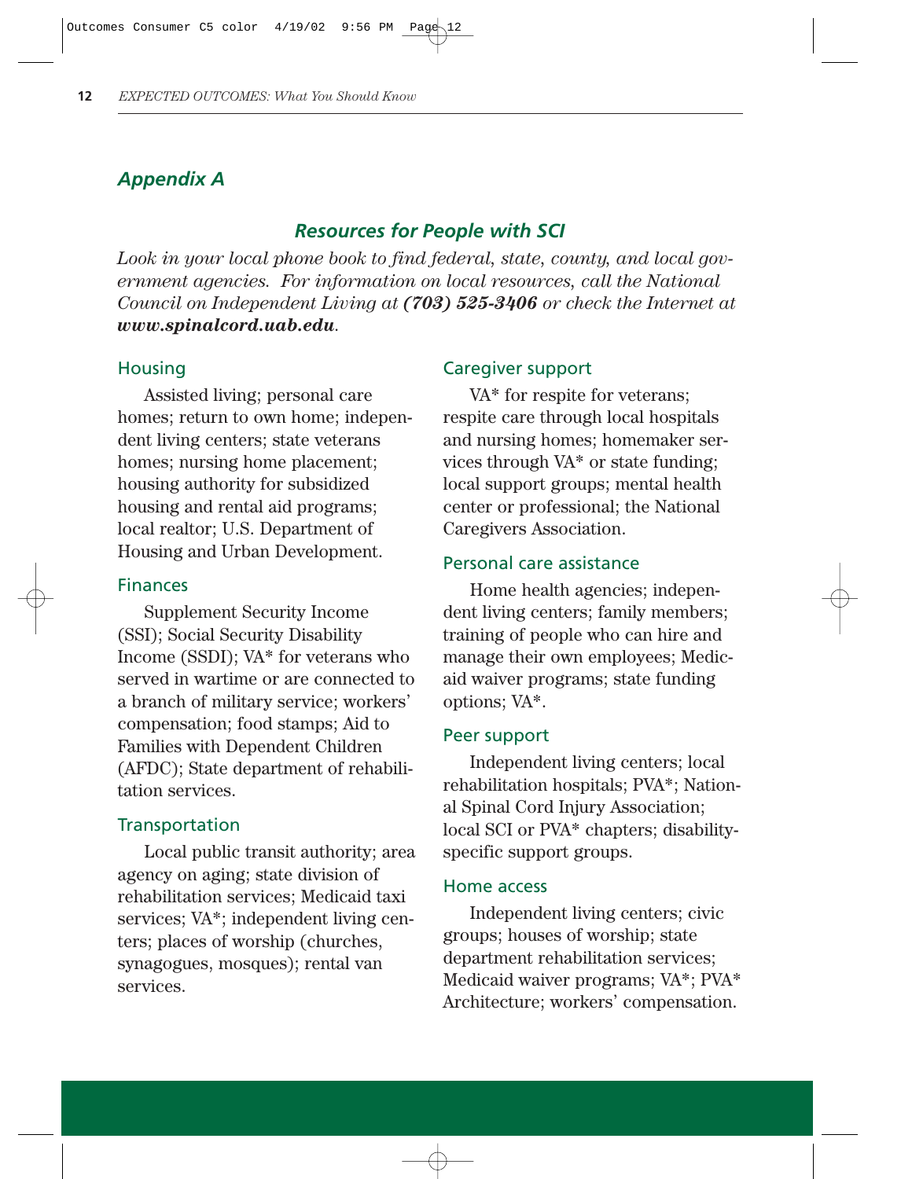## *Appendix A*

### *Resources for People with SCI*

*Look in your local phone book to find federal, state, county, and local government agencies. For information on local resources, call the National Council on Independent Living at* ***(703) 525-3406*** *or check the Internet at* ***www.spinalcord.uab.edu****.*

#### Housing

Assisted living; personal care homes; return to own home; independent living centers; state veterans homes; nursing home placement; housing authority for subsidized housing and rental aid programs; local realtor; U.S. Department of Housing and Urban Development.

#### Finances

Supplement Security Income (SSI); Social Security Disability Income (SSDI); VA* for veterans who served in wartime or are connected to a branch of military service; workers' compensation; food stamps; Aid to Families with Dependent Children (AFDC); State department of rehabilitation services.

#### Transportation

Local public transit authority; area agency on aging; state division of rehabilitation services; Medicaid taxi services; VA*; independent living centers; places of worship (churches, synagogues, mosques); rental van services.

#### Caregiver support

VA* for respite for veterans; respite care through local hospitals and nursing homes; homemaker services through VA* or state funding; local support groups; mental health center or professional; the National Caregivers Association.

#### Personal care assistance

Home health agencies; independent living centers; family members; training of people who can hire and manage their own employees; Medicaid waiver programs; state funding options; VA*.

#### Peer support

Independent living centers; local rehabilitation hospitals; PVA*; National Spinal Cord Injury Association; local SCI or PVA* chapters; disability-specific support groups.

#### Home access

Independent living centers; civic groups; houses of worship; state department rehabilitation services; Medicaid waiver programs; VA*; PVA* Architecture; workers' compensation.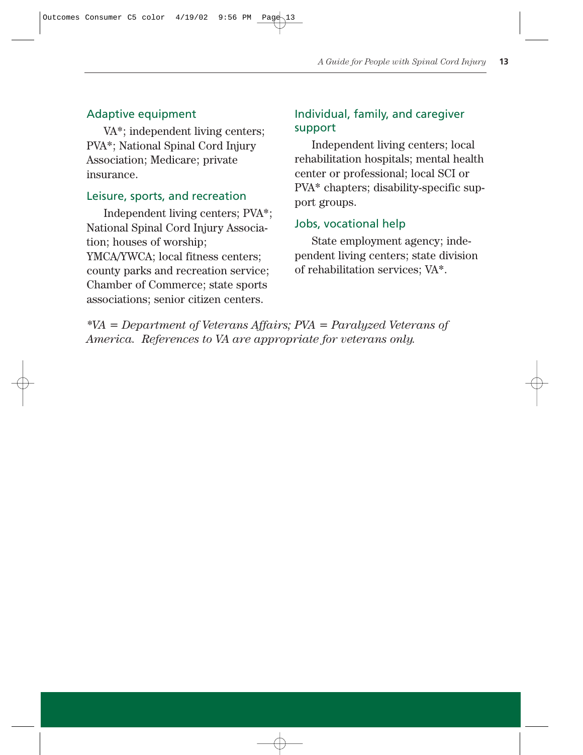## Adaptive equipment

VA*; independent living centers; PVA*; National Spinal Cord Injury Association; Medicare; private insurance.

## Leisure, sports, and recreation

Independent living centers; PVA*; National Spinal Cord Injury Association; houses of worship; YMCA/YWCA; local fitness centers; county parks and recreation service; Chamber of Commerce; state sports associations; senior citizen centers.

## Individual, family, and caregiver support

Independent living centers; local rehabilitation hospitals; mental health center or professional; local SCI or PVA* chapters; disability-specific support groups.

## Jobs, vocational help

State employment agency; independent living centers; state division of rehabilitation services; VA*.

*\*VA = Department of Veterans Affairs; PVA = Paralyzed Veterans of America. References to VA are appropriate for veterans only.*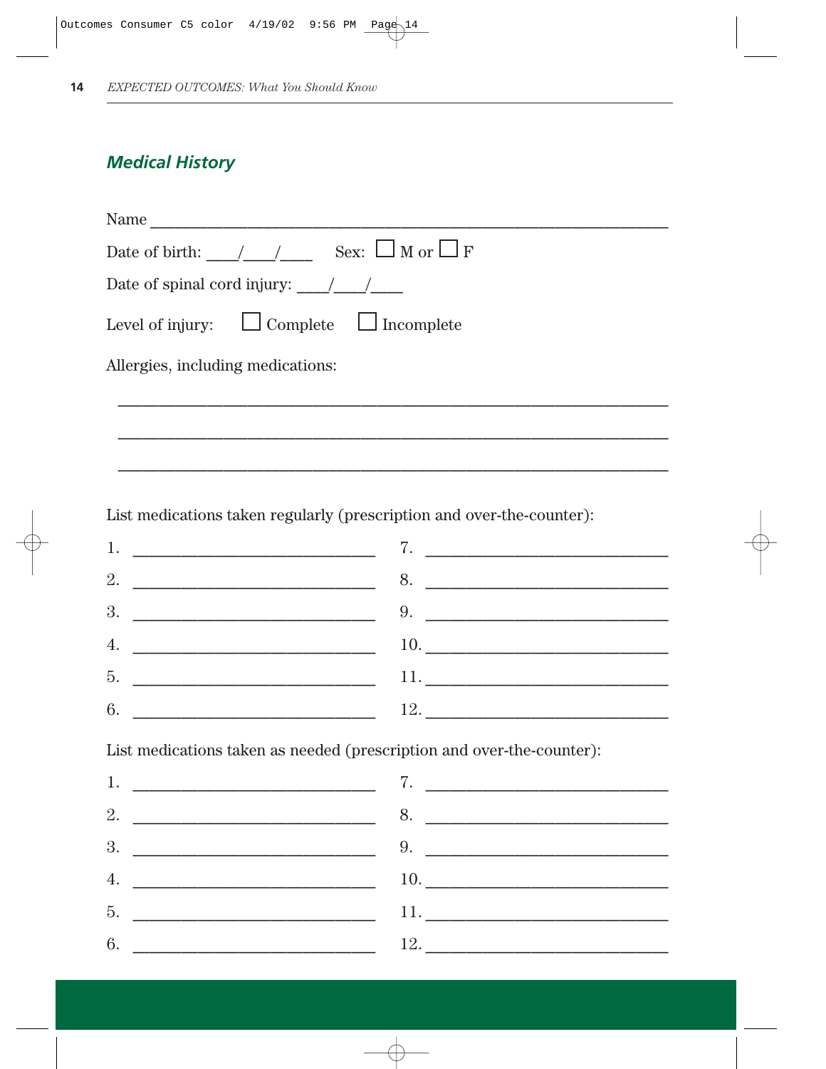## Medical History

Name ____________________________________________________________

Date of birth: ____/____/____ Sex: ☐ M or ☐ F

Date of spinal cord injury: ____/____/____

Level of injury: ☐ Complete ☐ Incomplete

Allergies, including medications:

____________________________________________________________

____________________________________________________________

____________________________________________________________

List medications taken regularly (prescription and over-the-counter):

1. ____________________________
2. ____________________________
3. ____________________________
4. ____________________________
5. ____________________________
6. ____________________________
7. ____________________________
8. ____________________________
9. ____________________________
10. ____________________________
11. ____________________________
12. ____________________________

List medications taken as needed (prescription and over-the-counter):

1. ____________________________
2. ____________________________
3. ____________________________
4. ____________________________
5. ____________________________
6. ____________________________
7. ____________________________
8. ____________________________
9. ____________________________
10. ____________________________
11. ____________________________
12. ____________________________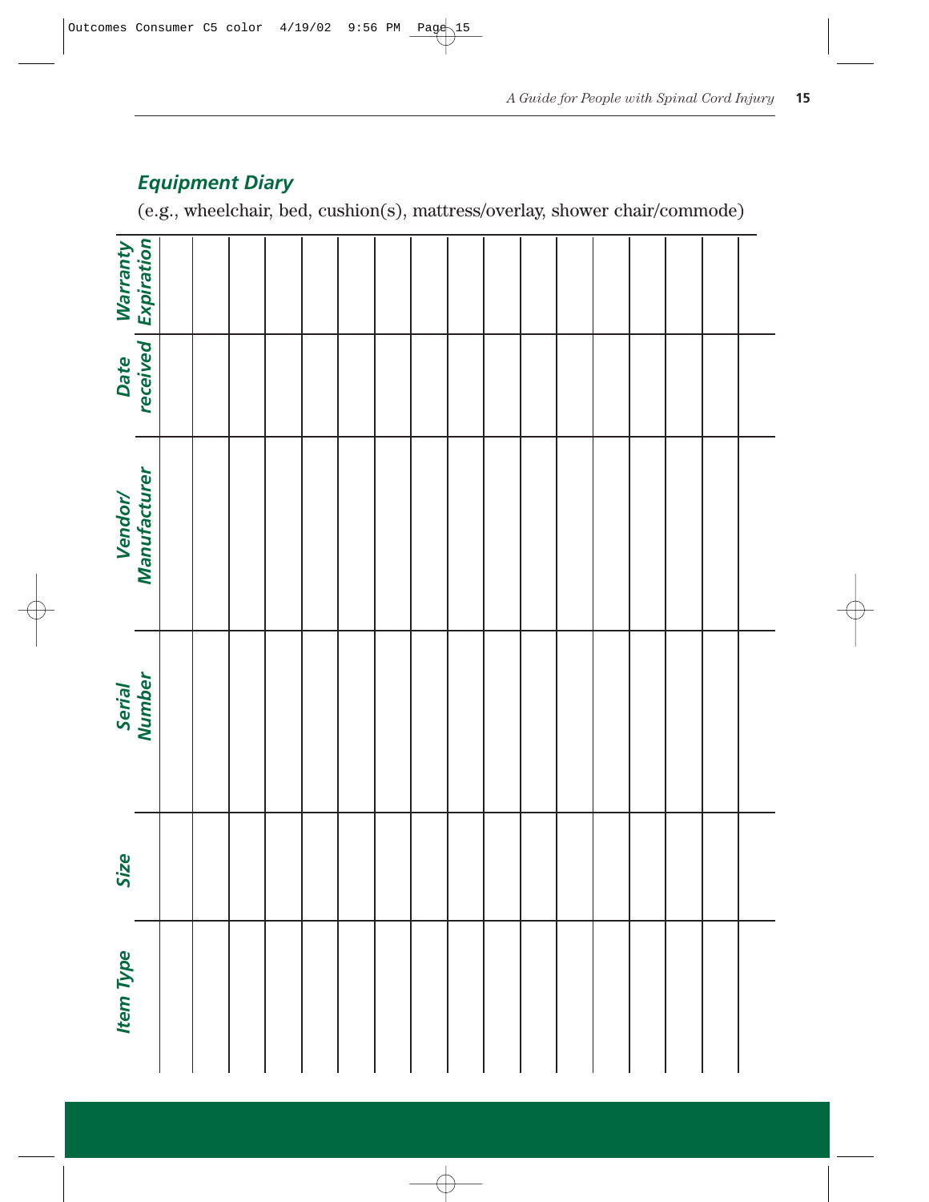## *Equipment Diary*

(e.g., wheelchair, bed, cushion(s), mattress/overlay, shower chair/commode)

| Item Type | Size | Serial Number | Vendor/ Manufacturer | Date received | Warranty Expiration |
| --- | --- | --- | --- | --- | --- |
| | | | | | |
| | | | | | |
| | | | | | |
| | | | | | |
| | | | | | |
| | | | | | |
| | | | | | |
| | | | | | |
| | | | | | |
| | | | | | |
| | | | | | |
| | | | | | |
| | | | | | |
| | | | | | |
| | | | | | |
| | | | | | |
| | | | | | |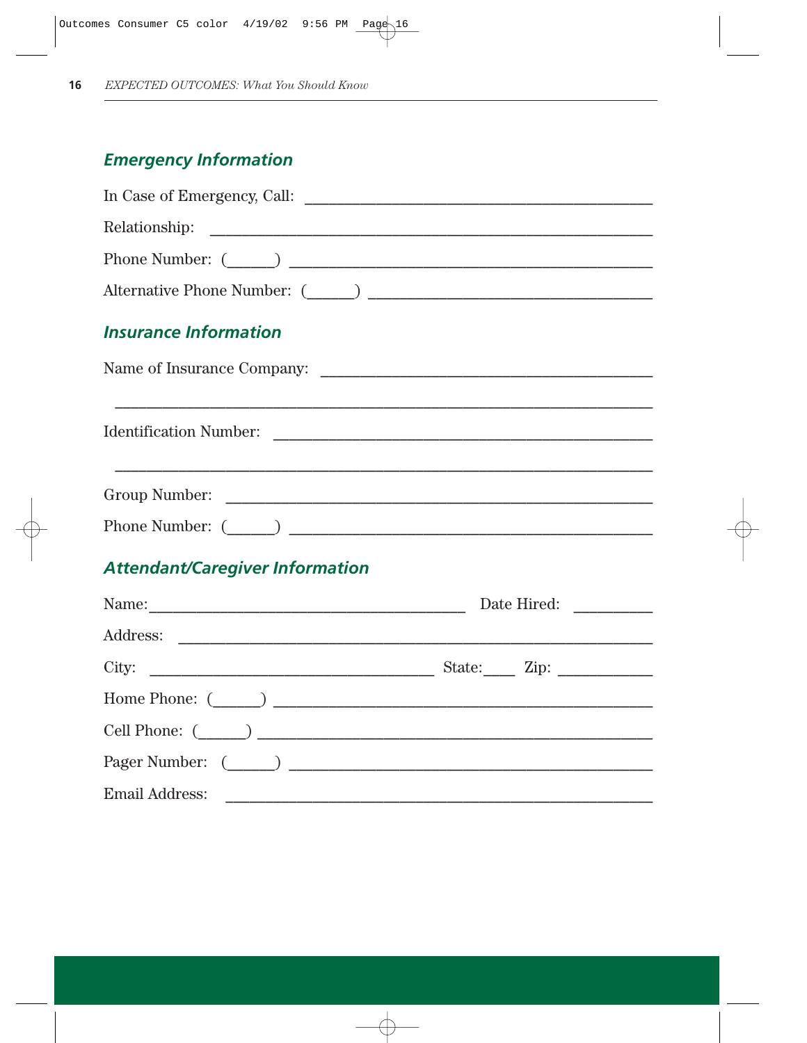## *Emergency Information*

In Case of Emergency, Call: ___________________________________________

Relationship: _______________________________________________________

Phone Number: (______) _______________________________________________

Alternative Phone Number: (______) ____________________________________

## *Insurance Information*

Name of Insurance Company: __________________________________________

_________________________________________________________________

Identification Number: _______________________________________________

_________________________________________________________________

Group Number: _____________________________________________________

Phone Number: (______) _______________________________________________

## *Attendant/Caregiver Information*

Name:_______________________________________ Date Hired: __________

Address: ___________________________________________________________

City: ___________________________________ State:____ Zip: ___________

Home Phone: (______) _________________________________________________

Cell Phone: (______) __________________________________________________

Pager Number: (______) _______________________________________________

Email Address: ______________________________________________________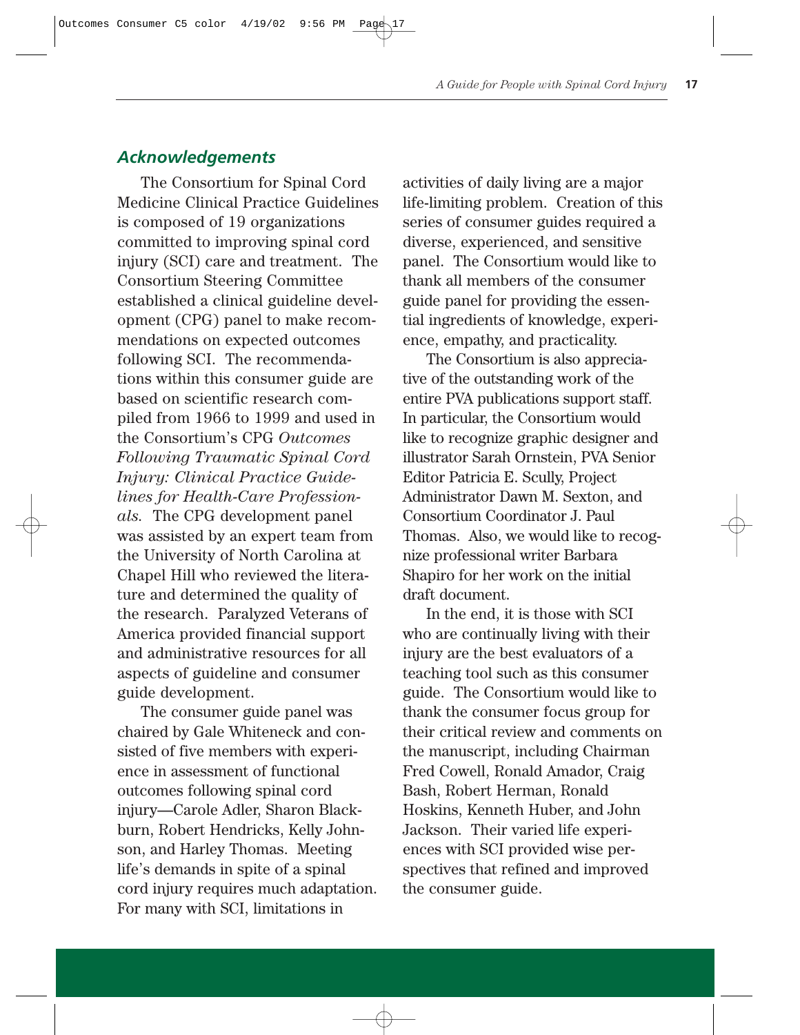## *Acknowledgements*

The Consortium for Spinal Cord Medicine Clinical Practice Guidelines is composed of 19 organizations committed to improving spinal cord injury (SCI) care and treatment. The Consortium Steering Committee established a clinical guideline development (CPG) panel to make recommendations on expected outcomes following SCI. The recommendations within this consumer guide are based on scientific research compiled from 1966 to 1999 and used in the Consortium's CPG *Outcomes Following Traumatic Spinal Cord Injury: Clinical Practice Guidelines for Health-Care Professionals.* The CPG development panel was assisted by an expert team from the University of North Carolina at Chapel Hill who reviewed the literature and determined the quality of the research. Paralyzed Veterans of America provided financial support and administrative resources for all aspects of guideline and consumer guide development.

The consumer guide panel was chaired by Gale Whiteneck and consisted of five members with experience in assessment of functional outcomes following spinal cord injury—Carole Adler, Sharon Blackburn, Robert Hendricks, Kelly Johnson, and Harley Thomas. Meeting life's demands in spite of a spinal cord injury requires much adaptation. For many with SCI, limitations in activities of daily living are a major life-limiting problem. Creation of this series of consumer guides required a diverse, experienced, and sensitive panel. The Consortium would like to thank all members of the consumer guide panel for providing the essential ingredients of knowledge, experience, empathy, and practicality.

The Consortium is also appreciative of the outstanding work of the entire PVA publications support staff. In particular, the Consortium would like to recognize graphic designer and illustrator Sarah Ornstein, PVA Senior Editor Patricia E. Scully, Project Administrator Dawn M. Sexton, and Consortium Coordinator J. Paul Thomas. Also, we would like to recognize professional writer Barbara Shapiro for her work on the initial draft document.

In the end, it is those with SCI who are continually living with their injury are the best evaluators of a teaching tool such as this consumer guide. The Consortium would like to thank the consumer focus group for their critical review and comments on the manuscript, including Chairman Fred Cowell, Ronald Amador, Craig Bash, Robert Herman, Ronald Hoskins, Kenneth Huber, and John Jackson. Their varied life experiences with SCI provided wise perspectives that refined and improved the consumer guide.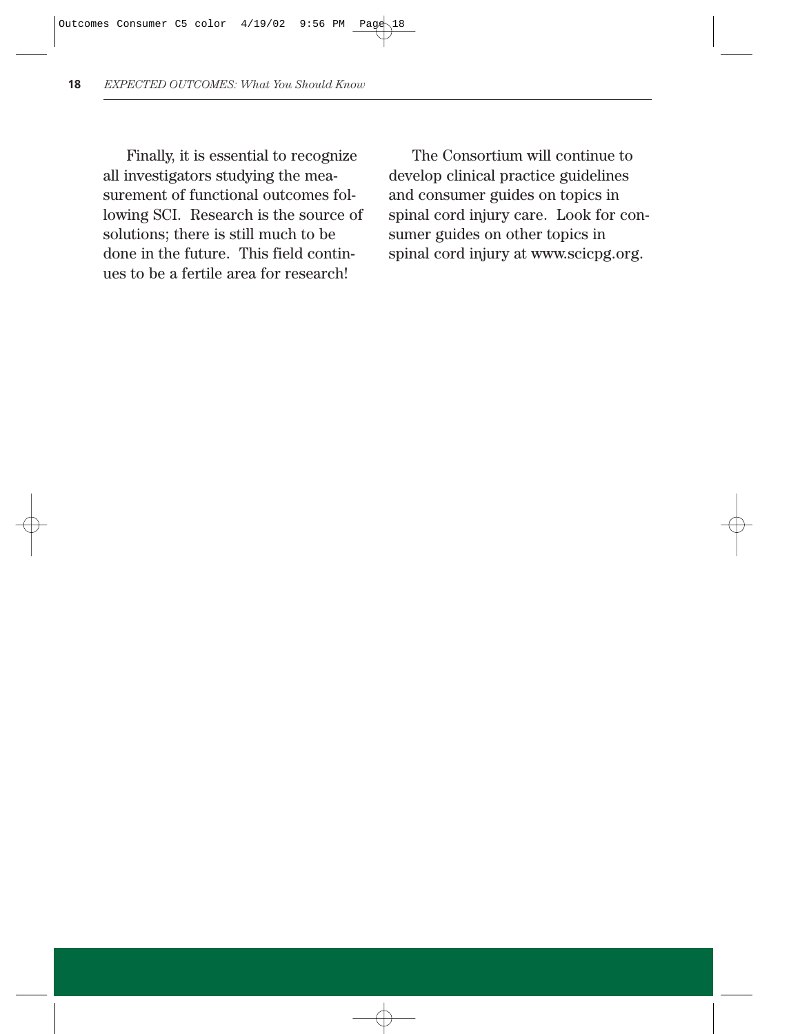Finally, it is essential to recognize all investigators studying the measurement of functional outcomes following SCI. Research is the source of solutions; there is still much to be done in the future. This field continues to be a fertile area for research!

The Consortium will continue to develop clinical practice guidelines and consumer guides on topics in spinal cord injury care. Look for consumer guides on other topics in spinal cord injury at www.scicpg.org.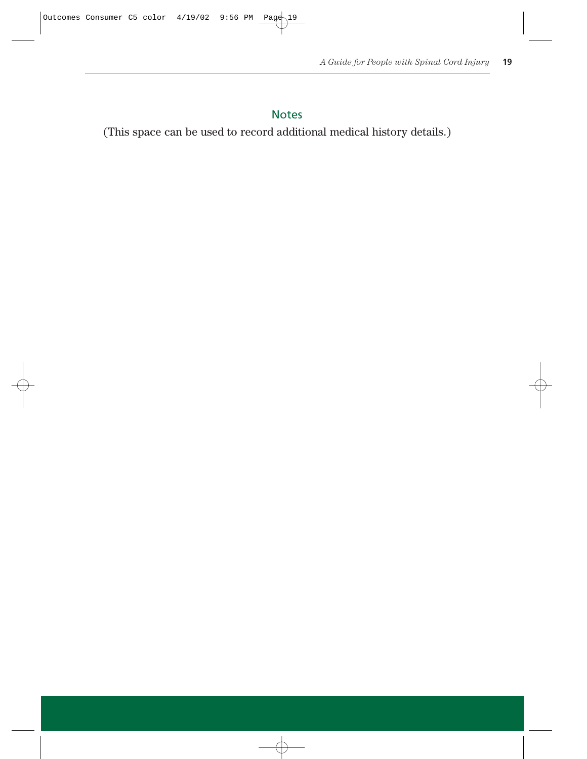## Notes

(This space can be used to record additional medical history details.)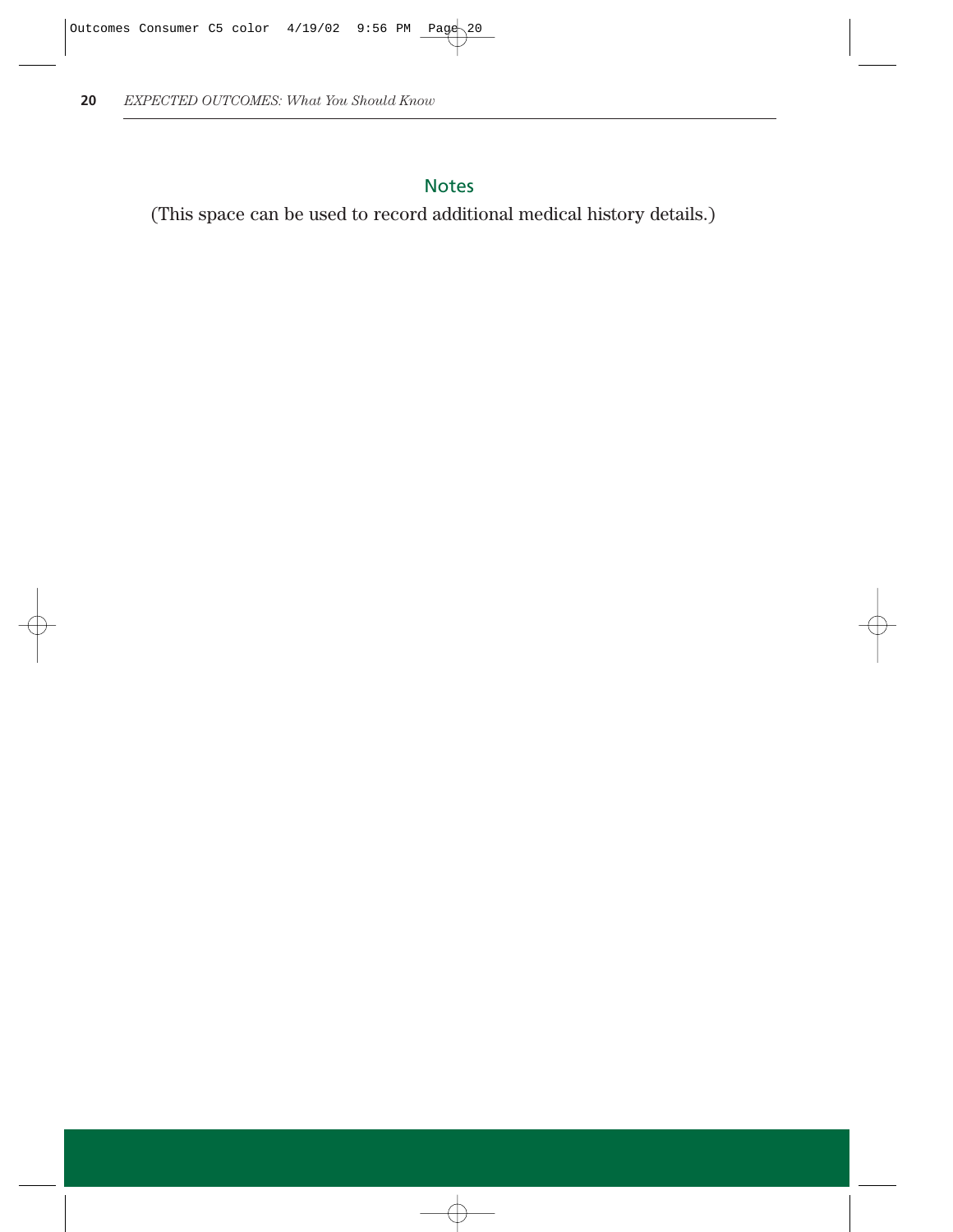## Notes

(This space can be used to record additional medical history details.)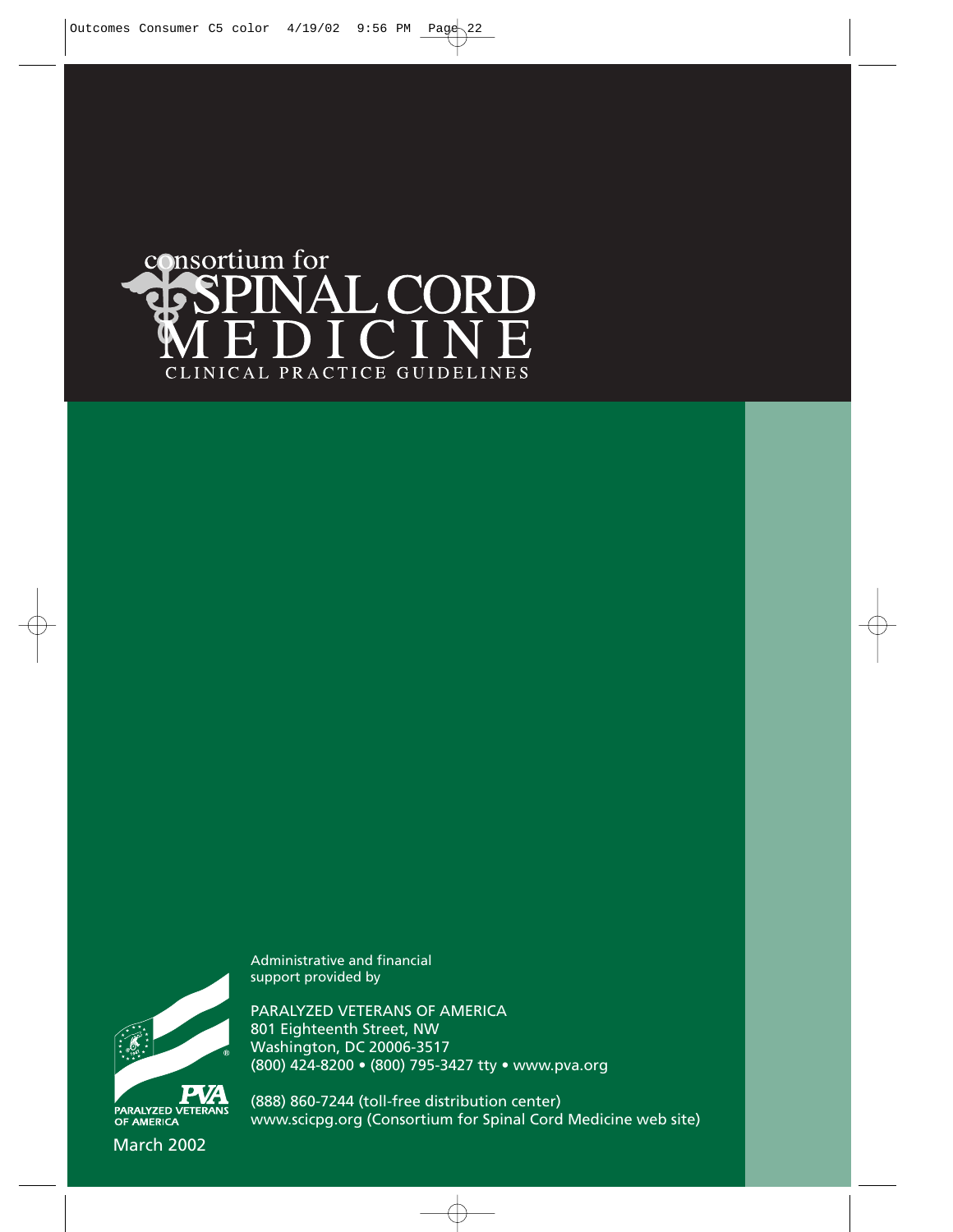consortium for
# SPINAL CORD MEDICINE
CLINICAL PRACTICE GUIDELINES

Administrative and financial support provided by

PARALYZED VETERANS OF AMERICA
801 Eighteenth Street, NW
Washington, DC 20006-3517
(800) 424-8200 • (800) 795-3427 tty • www.pva.org

(888) 860-7244 (toll-free distribution center)
www.scicpg.org (Consortium for Spinal Cord Medicine web site)

PVA
PARALYZED VETERANS OF AMERICA

March 2002